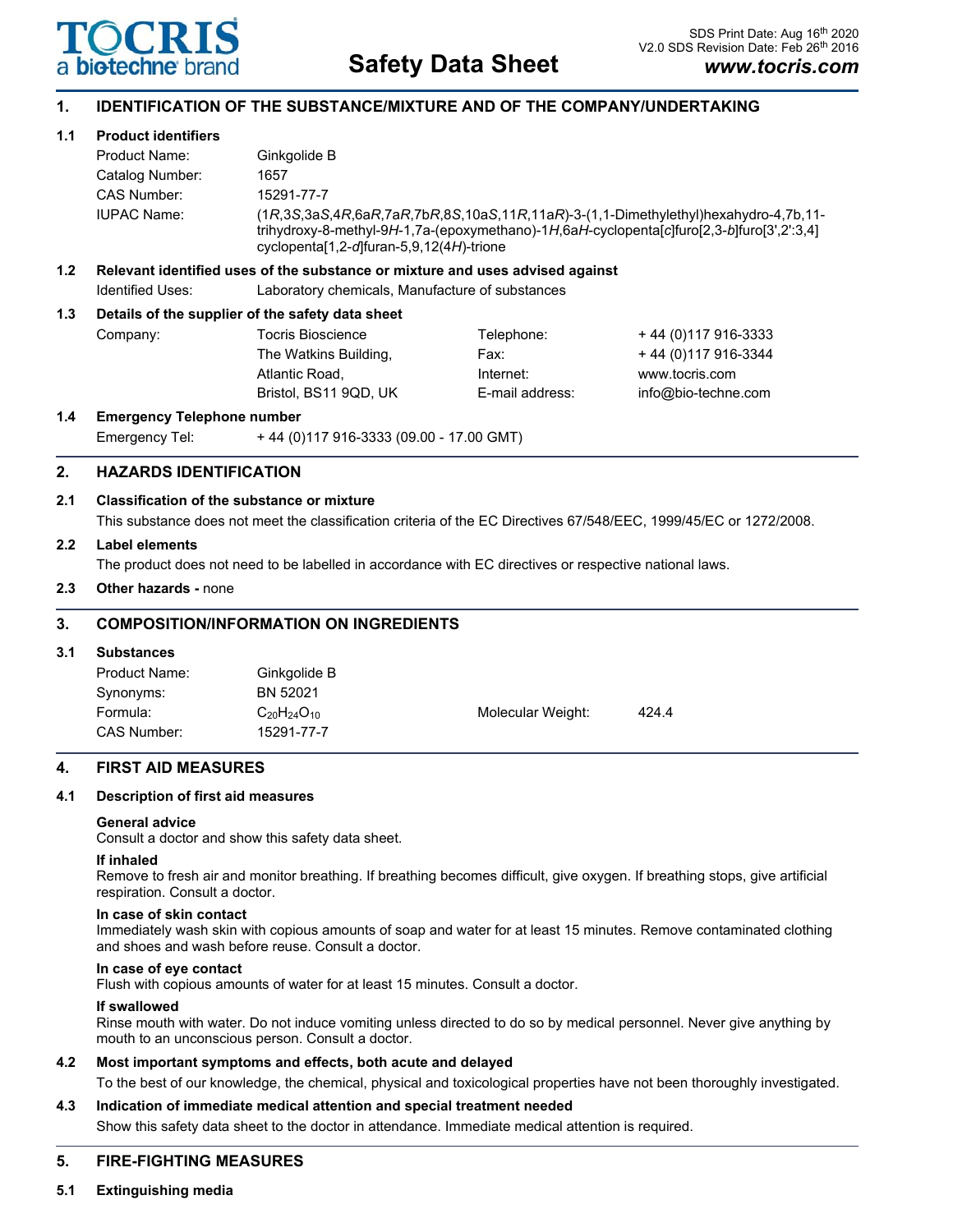**TOCRIS**
a biotechne brand

# Safety Data Sheet

SDS Print Date: Aug 16th 2020
V2.0 SDS Revision Date: Feb 26th 2016
**www.tocris.com**

## 1. IDENTIFICATION OF THE SUBSTANCE/MIXTURE AND OF THE COMPANY/UNDERTAKING

### 1.1 Product identifiers

| | |
|---|---|
| Product Name: | Ginkgolide B |
| Catalog Number: | 1657 |
| CAS Number: | 15291-77-7 |
| IUPAC Name: | (1*R*,3*S*,3a*S*,4*R*,6a*R*,7a*R*,7b*R*,8*S*,10a*S*,11*R*,11a*R*)-3-(1,1-Dimethylethyl)hexahydro-4,7b,11-trihydroxy-8-methyl-9*H*-1,7a-(epoxymethano)-1*H*,6a*H*-cyclopenta[*c*]furo[2,3-*b*]furo[3',2':3,4]cyclopenta[1,2-*d*]furan-5,9,12(4*H*)-trione |

### 1.2 Relevant identified uses of the substance or mixture and uses advised against

Identified Uses: Laboratory chemicals, Manufacture of substances

### 1.3 Details of the supplier of the safety data sheet

| | | | |
|---|---|---|---|
| Company: | Tocris Bioscience | Telephone: | + 44 (0)117 916-3333 |
| | The Watkins Building, | Fax: | + 44 (0)117 916-3344 |
| | Atlantic Road, | Internet: | www.tocris.com |
| | Bristol, BS11 9QD, UK | E-mail address: | info@bio-techne.com |

### 1.4 Emergency Telephone number

Emergency Tel: + 44 (0)117 916-3333 (09.00 - 17.00 GMT)

## 2. HAZARDS IDENTIFICATION

### 2.1 Classification of the substance or mixture

This substance does not meet the classification criteria of the EC Directives 67/548/EEC, 1999/45/EC or 1272/2008.

### 2.2 Label elements

The product does not need to be labelled in accordance with EC directives or respective national laws.

### 2.3 Other hazards - none

## 3. COMPOSITION/INFORMATION ON INGREDIENTS

### 3.1 Substances

| | | | |
|---|---|---|---|
| Product Name: | Ginkgolide B | | |
| Synonyms: | BN 52021 | | |
| Formula: | $C_{20}H_{24}O_{10}$ | Molecular Weight: | 424.4 |
| CAS Number: | 15291-77-7 | | |

## 4. FIRST AID MEASURES

### 4.1 Description of first aid measures

**General advice**
Consult a doctor and show this safety data sheet.

**If inhaled**
Remove to fresh air and monitor breathing. If breathing becomes difficult, give oxygen. If breathing stops, give artificial respiration. Consult a doctor.

**In case of skin contact**
Immediately wash skin with copious amounts of soap and water for at least 15 minutes. Remove contaminated clothing and shoes and wash before reuse. Consult a doctor.

**In case of eye contact**
Flush with copious amounts of water for at least 15 minutes. Consult a doctor.

**If swallowed**
Rinse mouth with water. Do not induce vomiting unless directed to do so by medical personnel. Never give anything by mouth to an unconscious person. Consult a doctor.

### 4.2 Most important symptoms and effects, both acute and delayed

To the best of our knowledge, the chemical, physical and toxicological properties have not been thoroughly investigated.

### 4.3 Indication of immediate medical attention and special treatment needed

Show this safety data sheet to the doctor in attendance. Immediate medical attention is required.

## 5. FIRE-FIGHTING MEASURES

### 5.1 Extinguishing media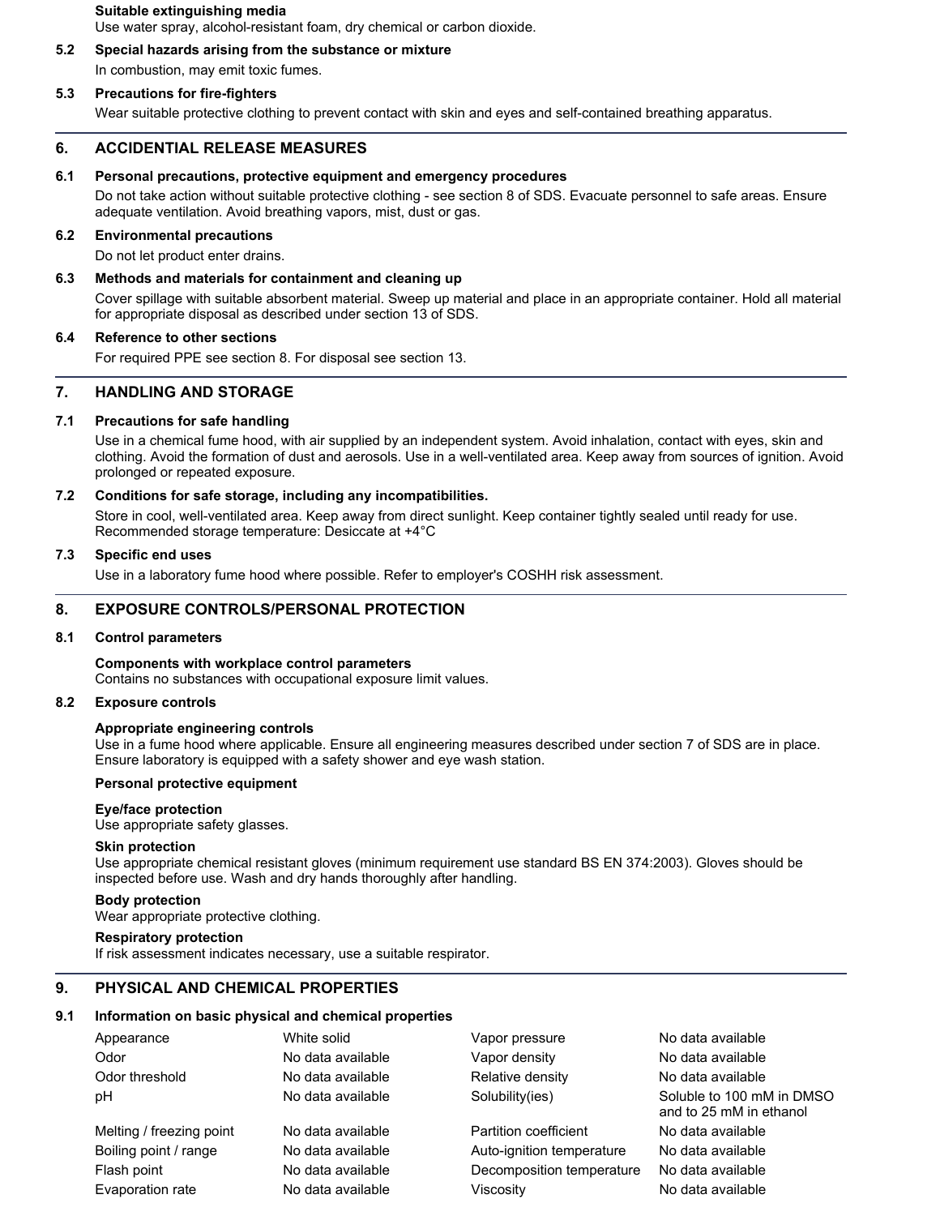**Suitable extinguishing media**

Use water spray, alcohol-resistant foam, dry chemical or carbon dioxide.

**5.2 Special hazards arising from the substance or mixture**

In combustion, may emit toxic fumes.

**5.3 Precautions for fire-fighters**

Wear suitable protective clothing to prevent contact with skin and eyes and self-contained breathing apparatus.

## 6. ACCIDENTIAL RELEASE MEASURES

**6.1 Personal precautions, protective equipment and emergency procedures**

Do not take action without suitable protective clothing - see section 8 of SDS. Evacuate personnel to safe areas. Ensure adequate ventilation. Avoid breathing vapors, mist, dust or gas.

**6.2 Environmental precautions**

Do not let product enter drains.

**6.3 Methods and materials for containment and cleaning up**

Cover spillage with suitable absorbent material. Sweep up material and place in an appropriate container. Hold all material for appropriate disposal as described under section 13 of SDS.

**6.4 Reference to other sections**

For required PPE see section 8. For disposal see section 13.

## 7. HANDLING AND STORAGE

**7.1 Precautions for safe handling**

Use in a chemical fume hood, with air supplied by an independent system. Avoid inhalation, contact with eyes, skin and clothing. Avoid the formation of dust and aerosols. Use in a well-ventilated area. Keep away from sources of ignition. Avoid prolonged or repeated exposure.

**7.2 Conditions for safe storage, including any incompatibilities.**

Store in cool, well-ventilated area. Keep away from direct sunlight. Keep container tightly sealed until ready for use. Recommended storage temperature: Desiccate at +4°C

**7.3 Specific end uses**

Use in a laboratory fume hood where possible. Refer to employer's COSHH risk assessment.

## 8. EXPOSURE CONTROLS/PERSONAL PROTECTION

**8.1 Control parameters**

**Components with workplace control parameters**

Contains no substances with occupational exposure limit values.

**8.2 Exposure controls**

**Appropriate engineering controls**

Use in a fume hood where applicable. Ensure all engineering measures described under section 7 of SDS are in place. Ensure laboratory is equipped with a safety shower and eye wash station.

**Personal protective equipment**

**Eye/face protection**

Use appropriate safety glasses.

**Skin protection**

Use appropriate chemical resistant gloves (minimum requirement use standard BS EN 374:2003). Gloves should be inspected before use. Wash and dry hands thoroughly after handling.

**Body protection**

Wear appropriate protective clothing.

**Respiratory protection**

If risk assessment indicates necessary, use a suitable respirator.

## 9. PHYSICAL AND CHEMICAL PROPERTIES

**9.1 Information on basic physical and chemical properties**

| | | | |
|---|---|---|---|
| Appearance | White solid | Vapor pressure | No data available |
| Odor | No data available | Vapor density | No data available |
| Odor threshold | No data available | Relative density | No data available |
| pH | No data available | Solubility(ies) | Soluble to 100 mM in DMSO and to 25 mM in ethanol |
| Melting / freezing point | No data available | Partition coefficient | No data available |
| Boiling point / range | No data available | Auto-ignition temperature | No data available |
| Flash point | No data available | Decomposition temperature | No data available |
| Evaporation rate | No data available | Viscosity | No data available |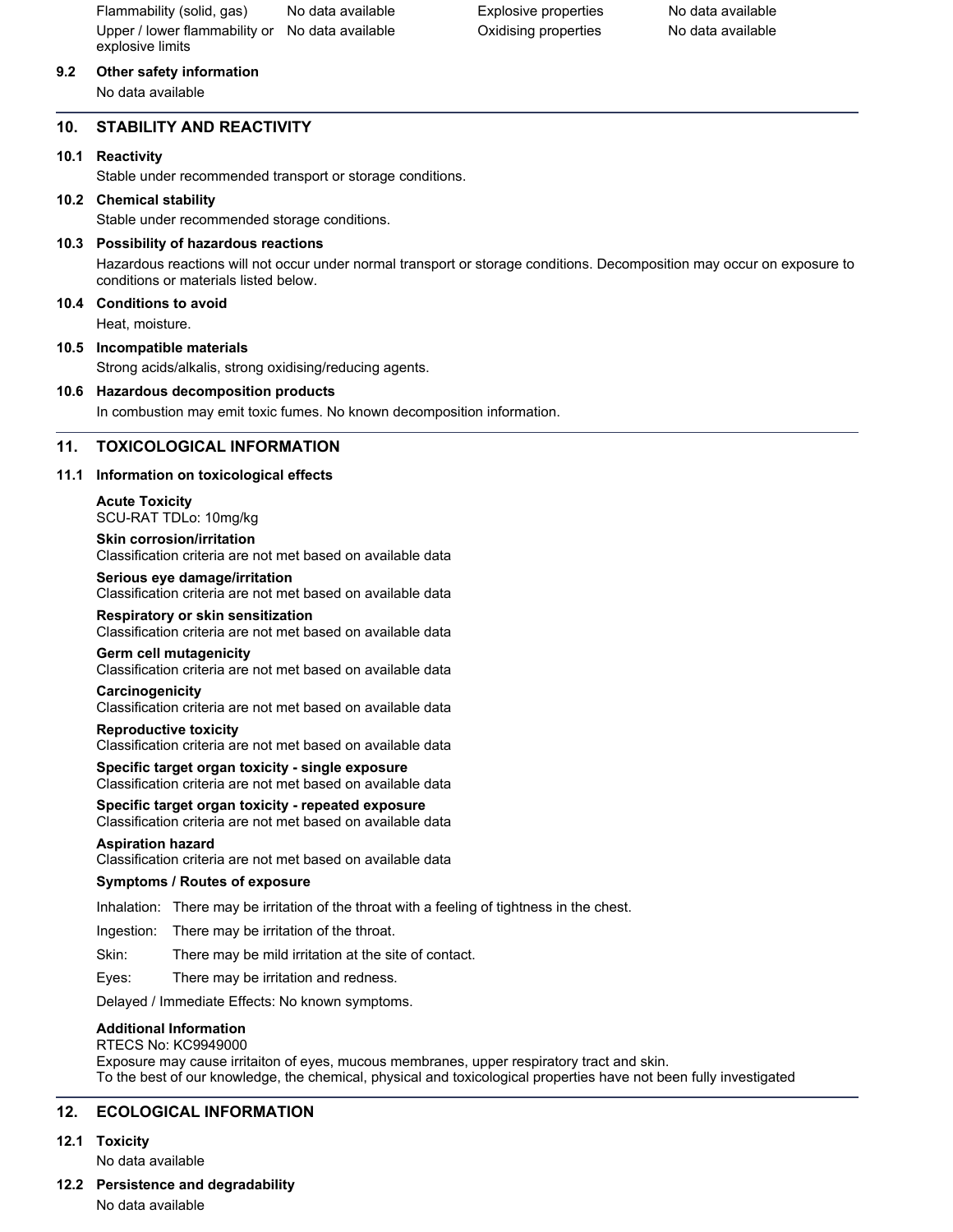| | | | |
|---|---|---|---|
| Flammability (solid, gas) | No data available | Explosive properties | No data available |
| Upper / lower flammability or explosive limits | No data available | Oxidising properties | No data available |

### 9.2 Other safety information

No data available

## 10. STABILITY AND REACTIVITY

### 10.1 Reactivity

Stable under recommended transport or storage conditions.

### 10.2 Chemical stability

Stable under recommended storage conditions.

### 10.3 Possibility of hazardous reactions

Hazardous reactions will not occur under normal transport or storage conditions. Decomposition may occur on exposure to conditions or materials listed below.

### 10.4 Conditions to avoid

Heat, moisture.

### 10.5 Incompatible materials

Strong acids/alkalis, strong oxidising/reducing agents.

### 10.6 Hazardous decomposition products

In combustion may emit toxic fumes. No known decomposition information.

## 11. TOXICOLOGICAL INFORMATION

### 11.1 Information on toxicological effects

**Acute Toxicity**
SCU-RAT TDLo: 10mg/kg

**Skin corrosion/irritation**
Classification criteria are not met based on available data

**Serious eye damage/irritation**
Classification criteria are not met based on available data

**Respiratory or skin sensitization**
Classification criteria are not met based on available data

**Germ cell mutagenicity**
Classification criteria are not met based on available data

**Carcinogenicity**
Classification criteria are not met based on available data

**Reproductive toxicity**
Classification criteria are not met based on available data

**Specific target organ toxicity - single exposure**
Classification criteria are not met based on available data

**Specific target organ toxicity - repeated exposure**
Classification criteria are not met based on available data

**Aspiration hazard**
Classification criteria are not met based on available data

**Symptoms / Routes of exposure**

Inhalation: There may be irritation of the throat with a feeling of tightness in the chest.

Ingestion: There may be irritation of the throat.

Skin: There may be mild irritation at the site of contact.

Eyes: There may be irritation and redness.

Delayed / Immediate Effects: No known symptoms.

**Additional Information**
RTECS No: KC9949000
Exposure may cause irritaiton of eyes, mucous membranes, upper respiratory tract and skin.
To the best of our knowledge, the chemical, physical and toxicological properties have not been fully investigated

## 12. ECOLOGICAL INFORMATION

### 12.1 Toxicity

No data available

### 12.2 Persistence and degradability

No data available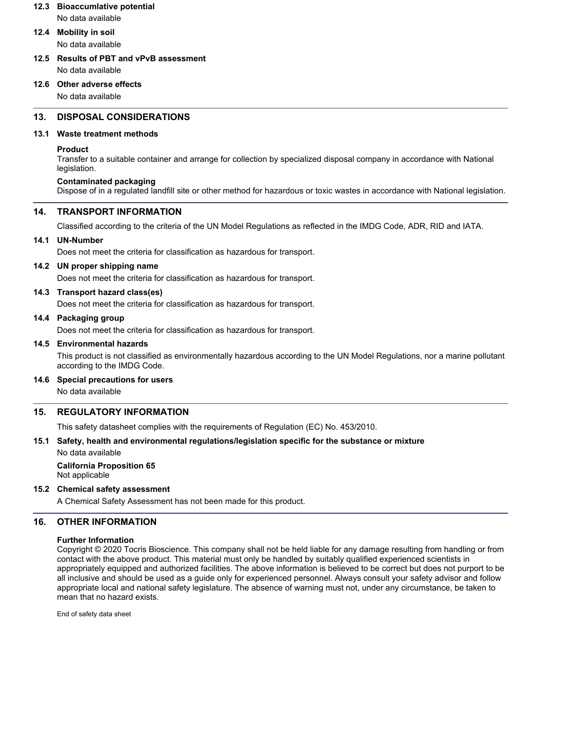### 12.3 Bioaccumlative potential

No data available

### 12.4 Mobility in soil

No data available

### 12.5 Results of PBT and vPvB assessment

No data available

### 12.6 Other adverse effects

No data available

## 13. DISPOSAL CONSIDERATIONS

### 13.1 Waste treatment methods

**Product**
Transfer to a suitable container and arrange for collection by specialized disposal company in accordance with National legislation.

**Contaminated packaging**
Dispose of in a regulated landfill site or other method for hazardous or toxic wastes in accordance with National legislation.

## 14. TRANSPORT INFORMATION

Classified according to the criteria of the UN Model Regulations as reflected in the IMDG Code, ADR, RID and IATA.

### 14.1 UN-Number

Does not meet the criteria for classification as hazardous for transport.

### 14.2 UN proper shipping name

Does not meet the criteria for classification as hazardous for transport.

### 14.3 Transport hazard class(es)

Does not meet the criteria for classification as hazardous for transport.

### 14.4 Packaging group

Does not meet the criteria for classification as hazardous for transport.

### 14.5 Environmental hazards

This product is not classified as environmentally hazardous according to the UN Model Regulations, nor a marine pollutant according to the IMDG Code.

### 14.6 Special precautions for users

No data available

## 15. REGULATORY INFORMATION

This safety datasheet complies with the requirements of Regulation (EC) No. 453/2010.

### 15.1 Safety, health and environmental regulations/legislation specific for the substance or mixture

No data available

**California Proposition 65**
Not applicable

### 15.2 Chemical safety assessment

A Chemical Safety Assessment has not been made for this product.

## 16. OTHER INFORMATION

**Further Information**
Copyright © 2020 Tocris Bioscience. This company shall not be held liable for any damage resulting from handling or from contact with the above product. This material must only be handled by suitably qualified experienced scientists in appropriately equipped and authorized facilities. The above information is believed to be correct but does not purport to be all inclusive and should be used as a guide only for experienced personnel. Always consult your safety advisor and follow appropriate local and national safety legislature. The absence of warning must not, under any circumstance, be taken to mean that no hazard exists.

End of safety data sheet